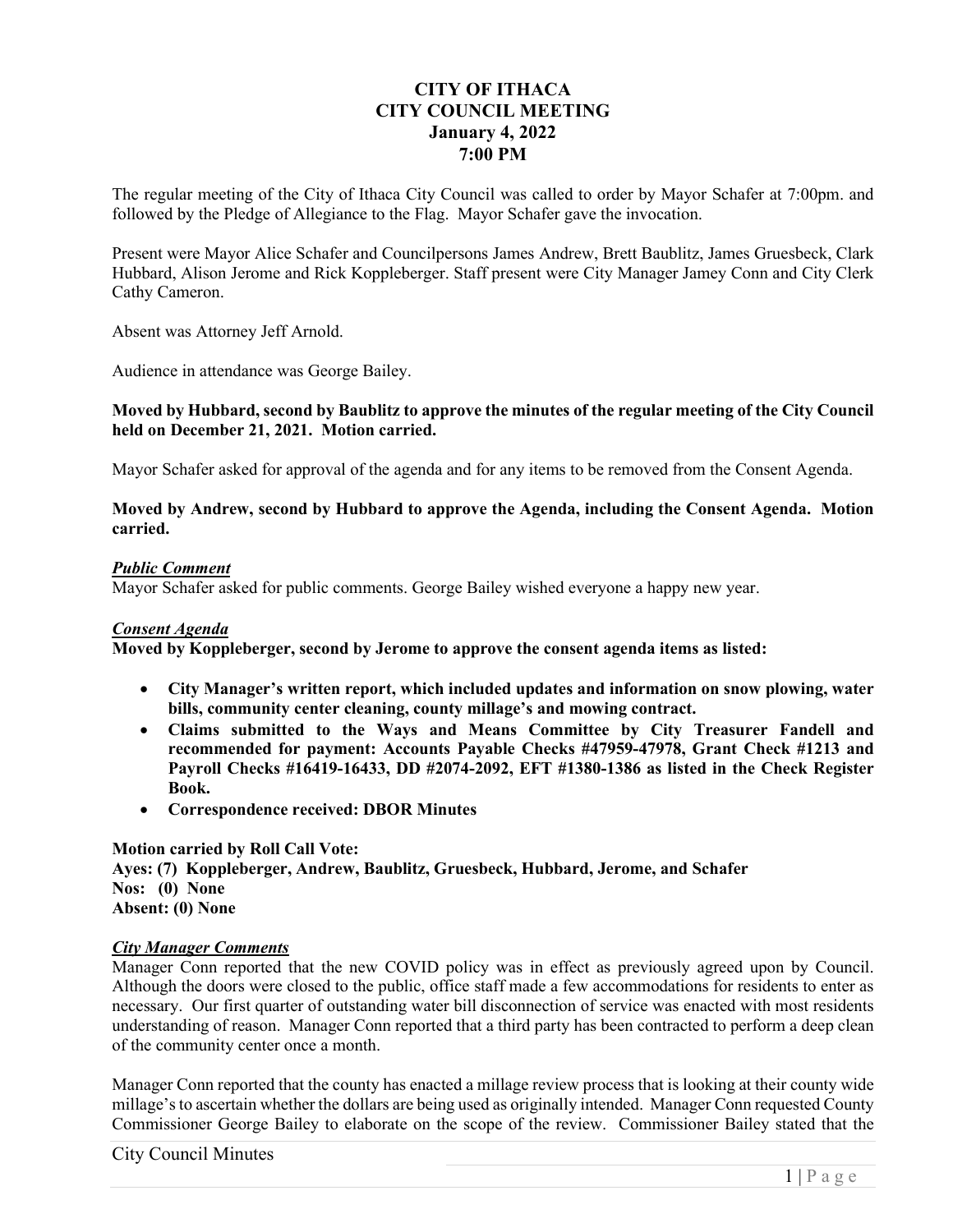# CITY OF ITHACA
# CITY COUNCIL MEETING
# January 4, 2022
# 7:00 PM

The regular meeting of the City of Ithaca City Council was called to order by Mayor Schafer at 7:00pm. and followed by the Pledge of Allegiance to the Flag. Mayor Schafer gave the invocation.

Present were Mayor Alice Schafer and Councilpersons James Andrew, Brett Baublitz, James Gruesbeck, Clark Hubbard, Alison Jerome and Rick Koppleberger. Staff present were City Manager Jamey Conn and City Clerk Cathy Cameron.

Absent was Attorney Jeff Arnold.

Audience in attendance was George Bailey.

**Moved by Hubbard, second by Baublitz to approve the minutes of the regular meeting of the City Council held on December 21, 2021. Motion carried.**

Mayor Schafer asked for approval of the agenda and for any items to be removed from the Consent Agenda.

**Moved by Andrew, second by Hubbard to approve the Agenda, including the Consent Agenda. Motion carried.**

***Public Comment***

Mayor Schafer asked for public comments. George Bailey wished everyone a happy new year.

***Consent Agenda***

**Moved by Koppleberger, second by Jerome to approve the consent agenda items as listed:**

- **City Manager's written report, which included updates and information on snow plowing, water bills, community center cleaning, county millage's and mowing contract.**
- **Claims submitted to the Ways and Means Committee by City Treasurer Fandell and recommended for payment: Accounts Payable Checks #47959-47978, Grant Check #1213 and Payroll Checks #16419-16433, DD #2074-2092, EFT #1380-1386 as listed in the Check Register Book.**
- **Correspondence received: DBOR Minutes**

**Motion carried by Roll Call Vote:**
**Ayes: (7) Koppleberger, Andrew, Baublitz, Gruesbeck, Hubbard, Jerome, and Schafer**
**Nos: (0) None**
**Absent: (0) None**

***City Manager Comments***

Manager Conn reported that the new COVID policy was in effect as previously agreed upon by Council. Although the doors were closed to the public, office staff made a few accommodations for residents to enter as necessary. Our first quarter of outstanding water bill disconnection of service was enacted with most residents understanding of reason. Manager Conn reported that a third party has been contracted to perform a deep clean of the community center once a month.

Manager Conn reported that the county has enacted a millage review process that is looking at their county wide millage's to ascertain whether the dollars are being used as originally intended. Manager Conn requested County Commissioner George Bailey to elaborate on the scope of the review. Commissioner Bailey stated that the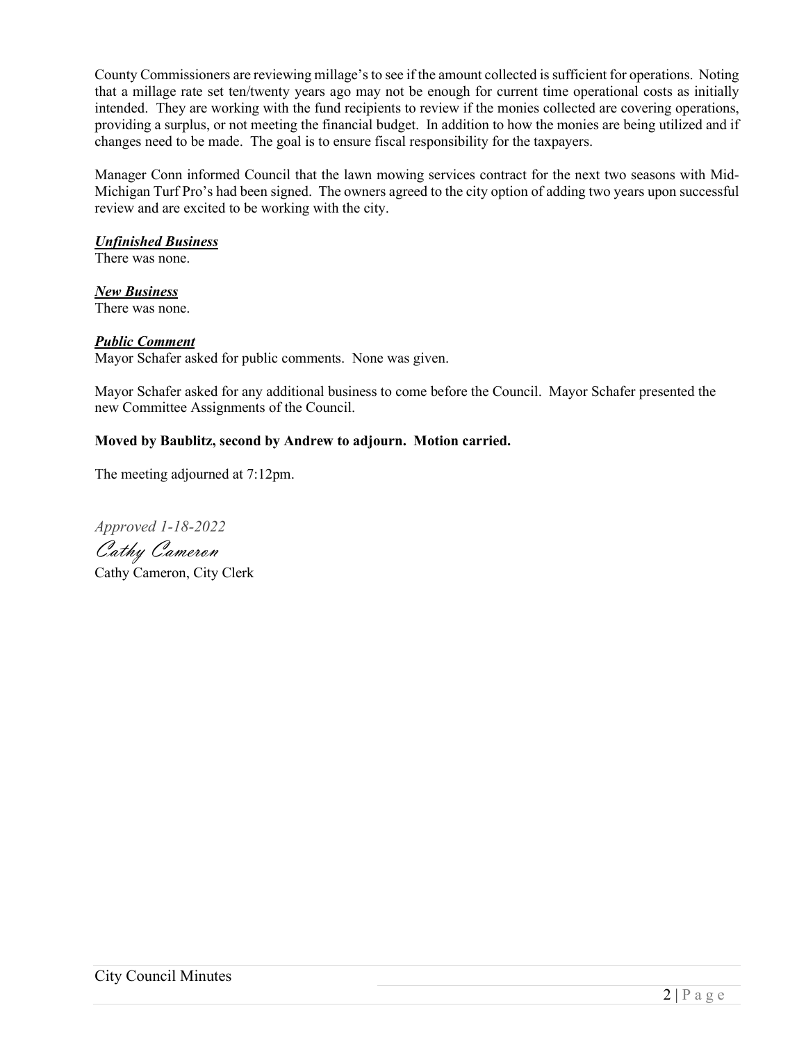County Commissioners are reviewing millage's to see if the amount collected is sufficient for operations. Noting that a millage rate set ten/twenty years ago may not be enough for current time operational costs as initially intended. They are working with the fund recipients to review if the monies collected are covering operations, providing a surplus, or not meeting the financial budget. In addition to how the monies are being utilized and if changes need to be made. The goal is to ensure fiscal responsibility for the taxpayers.

Manager Conn informed Council that the lawn mowing services contract for the next two seasons with Mid-Michigan Turf Pro's had been signed. The owners agreed to the city option of adding two years upon successful review and are excited to be working with the city.

***Unfinished Business***

There was none.

***New Business***

There was none.

***Public Comment***

Mayor Schafer asked for public comments. None was given.

Mayor Schafer asked for any additional business to come before the Council. Mayor Schafer presented the new Committee Assignments of the Council.

**Moved by Baublitz, second by Andrew to adjourn. Motion carried.**

The meeting adjourned at 7:12pm.

*Approved 1-18-2022*

*Cathy Cameron*

Cathy Cameron, City Clerk